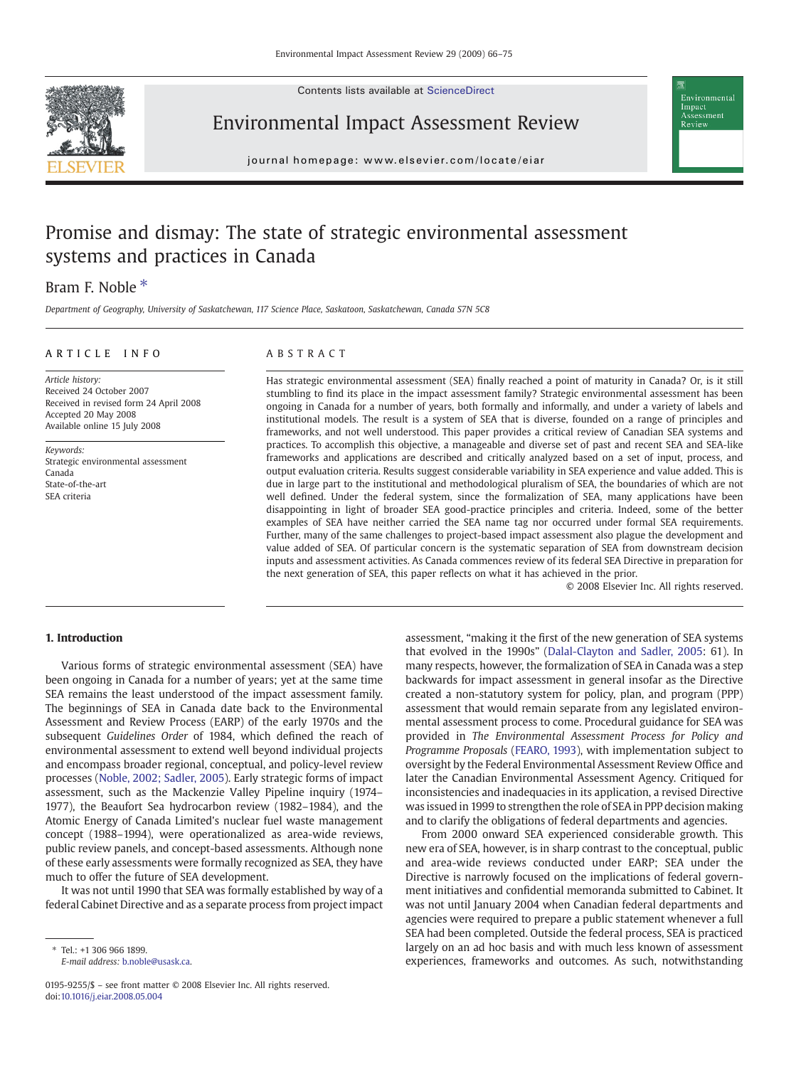# Promise and dismay: The state of strategic environmental assessment systems and practices in Canada

Bram F. Noble *

*Department of Geography, University of Saskatchewan, 117 Science Place, Saskatoon, Saskatchewan, Canada S7N 5C8*

## ARTICLE INFO

*Article history:*
Received 24 October 2007
Received in revised form 24 April 2008
Accepted 20 May 2008
Available online 15 July 2008

*Keywords:*
Strategic environmental assessment
Canada
State-of-the-art
SEA criteria

## ABSTRACT

Has strategic environmental assessment (SEA) finally reached a point of maturity in Canada? Or, is it still stumbling to find its place in the impact assessment family? Strategic environmental assessment has been ongoing in Canada for a number of years, both formally and informally, and under a variety of labels and institutional models. The result is a system of SEA that is diverse, founded on a range of principles and frameworks, and not well understood. This paper provides a critical review of Canadian SEA systems and practices. To accomplish this objective, a manageable and diverse set of past and recent SEA and SEA-like frameworks and applications are described and critically analyzed based on a set of input, process, and output evaluation criteria. Results suggest considerable variability in SEA experience and value added. This is due in large part to the institutional and methodological pluralism of SEA, the boundaries of which are not well defined. Under the federal system, since the formalization of SEA, many applications have been disappointing in light of broader SEA good-practice principles and criteria. Indeed, some of the better examples of SEA have neither carried the SEA name tag nor occurred under formal SEA requirements. Further, many of the same challenges to project-based impact assessment also plague the development and value added of SEA. Of particular concern is the systematic separation of SEA from downstream decision inputs and assessment activities. As Canada commences review of its federal SEA Directive in preparation for the next generation of SEA, this paper reflects on what it has achieved in the prior.

© 2008 Elsevier Inc. All rights reserved.

## 1. Introduction

Various forms of strategic environmental assessment (SEA) have been ongoing in Canada for a number of years; yet at the same time SEA remains the least understood of the impact assessment family. The beginnings of SEA in Canada date back to the Environmental Assessment and Review Process (EARP) of the early 1970s and the subsequent *Guidelines Order* of 1984, which defined the reach of environmental assessment to extend well beyond individual projects and encompass broader regional, conceptual, and policy-level review processes (Noble, 2002; Sadler, 2005). Early strategic forms of impact assessment, such as the Mackenzie Valley Pipeline inquiry (1974–1977), the Beaufort Sea hydrocarbon review (1982–1984), and the Atomic Energy of Canada Limited's nuclear fuel waste management concept (1988–1994), were operationalized as area-wide reviews, public review panels, and concept-based assessments. Although none of these early assessments were formally recognized as SEA, they have much to offer the future of SEA development.

It was not until 1990 that SEA was formally established by way of a federal Cabinet Directive and as a separate process from project impact assessment, "making it the first of the new generation of SEA systems that evolved in the 1990s" (Dalal-Clayton and Sadler, 2005: 61). In many respects, however, the formalization of SEA in Canada was a step backwards for impact assessment in general insofar as the Directive created a non-statutory system for policy, plan, and program (PPP) assessment that would remain separate from any legislated environmental assessment process to come. Procedural guidance for SEA was provided in *The Environmental Assessment Process for Policy and Programme Proposals* (FEARO, 1993), with implementation subject to oversight by the Federal Environmental Assessment Review Office and later the Canadian Environmental Assessment Agency. Critiqued for inconsistencies and inadequacies in its application, a revised Directive was issued in 1999 to strengthen the role of SEA in PPP decision making and to clarify the obligations of federal departments and agencies.

From 2000 onward SEA experienced considerable growth. This new era of SEA, however, is in sharp contrast to the conceptual, public and area-wide reviews conducted under EARP; SEA under the Directive is narrowly focused on the implications of federal government initiatives and confidential memoranda submitted to Cabinet. It was not until January 2004 when Canadian federal departments and agencies were required to prepare a public statement whenever a full SEA had been completed. Outside the federal process, SEA is practiced largely on an ad hoc basis and with much less known of assessment experiences, frameworks and outcomes. As such, notwithstanding

* Tel.: +1 306 966 1899.
*E-mail address:* b.noble@usask.ca.

0195-9255/$ – see front matter © 2008 Elsevier Inc. All rights reserved.
doi:10.1016/j.eiar.2008.05.004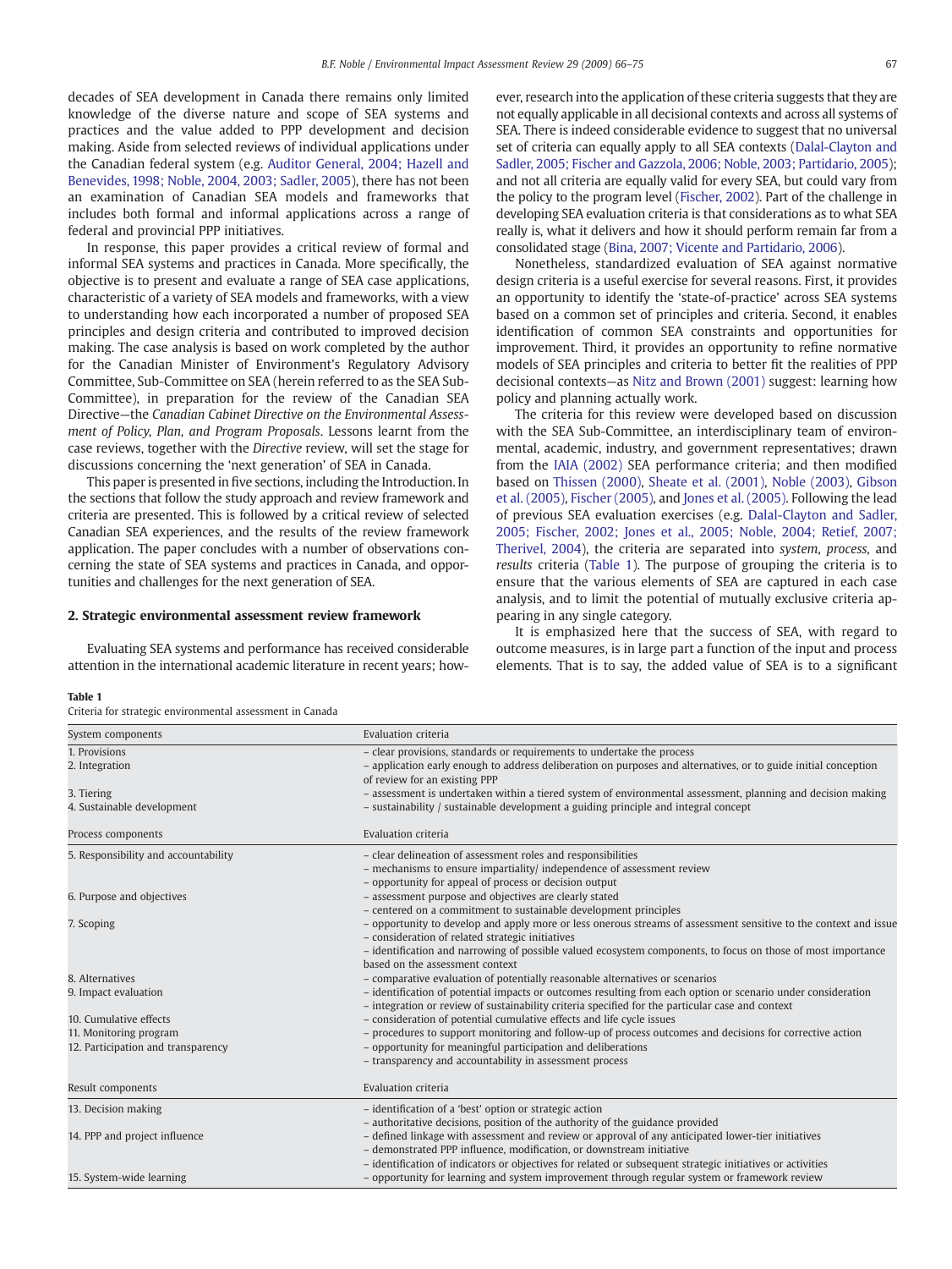decades of SEA development in Canada there remains only limited knowledge of the diverse nature and scope of SEA systems and practices and the value added to PPP development and decision making. Aside from selected reviews of individual applications under the Canadian federal system (e.g. Auditor General, 2004; Hazell and Benevides, 1998; Noble, 2004, 2003; Sadler, 2005), there has not been an examination of Canadian SEA models and frameworks that includes both formal and informal applications across a range of federal and provincial PPP initiatives.

In response, this paper provides a critical review of formal and informal SEA systems and practices in Canada. More specifically, the objective is to present and evaluate a range of SEA case applications, characteristic of a variety of SEA models and frameworks, with a view to understanding how each incorporated a number of proposed SEA principles and design criteria and contributed to improved decision making. The case analysis is based on work completed by the author for the Canadian Minister of Environment's Regulatory Advisory Committee, Sub-Committee on SEA (herein referred to as the SEA Sub-Committee), in preparation for the review of the Canadian SEA Directive—the *Canadian Cabinet Directive on the Environmental Assessment of Policy, Plan, and Program Proposals*. Lessons learnt from the case reviews, together with the *Directive* review, will set the stage for discussions concerning the 'next generation' of SEA in Canada.

This paper is presented in five sections, including the Introduction. In the sections that follow the study approach and review framework and criteria are presented. This is followed by a critical review of selected Canadian SEA experiences, and the results of the review framework application. The paper concludes with a number of observations concerning the state of SEA systems and practices in Canada, and opportunities and challenges for the next generation of SEA.

## 2. Strategic environmental assessment review framework

Evaluating SEA systems and performance has received considerable attention in the international academic literature in recent years; however, research into the application of these criteria suggests that they are not equally applicable in all decisional contexts and across all systems of SEA. There is indeed considerable evidence to suggest that no universal set of criteria can equally apply to all SEA contexts (Dalal-Clayton and Sadler, 2005; Fischer and Gazzola, 2006; Noble, 2003; Partidario, 2005); and not all criteria are equally valid for every SEA, but could vary from the policy to the program level (Fischer, 2002). Part of the challenge in developing SEA evaluation criteria is that considerations as to what SEA really is, what it delivers and how it should perform remain far from a consolidated stage (Bina, 2007; Vicente and Partidario, 2006).

Nonetheless, standardized evaluation of SEA against normative design criteria is a useful exercise for several reasons. First, it provides an opportunity to identify the 'state-of-practice' across SEA systems based on a common set of principles and criteria. Second, it enables identification of common SEA constraints and opportunities for improvement. Third, it provides an opportunity to refine normative models of SEA principles and criteria to better fit the realities of PPP decisional contexts—as Nitz and Brown (2001) suggest: learning how policy and planning actually work.

The criteria for this review were developed based on discussion with the SEA Sub-Committee, an interdisciplinary team of environmental, academic, industry, and government representatives; drawn from the IAIA (2002) SEA performance criteria; and then modified based on Thissen (2000), Sheate et al. (2001), Noble (2003), Gibson et al. (2005), Fischer (2005), and Jones et al. (2005). Following the lead of previous SEA evaluation exercises (e.g. Dalal-Clayton and Sadler, 2005; Fischer, 2002; Jones et al., 2005; Noble, 2004; Retief, 2007; Therivel, 2004), the criteria are separated into *system*, *process*, and *results* criteria (Table 1). The purpose of grouping the criteria is to ensure that the various elements of SEA are captured in each case analysis, and to limit the potential of mutually exclusive criteria appearing in any single category.

It is emphasized here that the success of SEA, with regard to outcome measures, is in large part a function of the input and process elements. That is to say, the added value of SEA is to a significant

**Table 1**
Criteria for strategic environmental assessment in Canada

| System components | Evaluation criteria |
|---|---|
| 1. Provisions | – clear provisions, standards or requirements to undertake the process |
| 2. Integration | – application early enough to address deliberation on purposes and alternatives, or to guide initial conception of review for an existing PPP |
| 3. Tiering | – assessment is undertaken within a tiered system of environmental assessment, planning and decision making |
| 4. Sustainable development | – sustainability / sustainable development a guiding principle and integral concept |
| **Process components** | **Evaluation criteria** |
| 5. Responsibility and accountability | – clear delineation of assessment roles and responsibilities<br>– mechanisms to ensure impartiality/ independence of assessment review<br>– opportunity for appeal of process or decision output |
| 6. Purpose and objectives | – assessment purpose and objectives are clearly stated<br>– centered on a commitment to sustainable development principles |
| 7. Scoping | – opportunity to develop and apply more or less onerous streams of assessment sensitive to the context and issue<br>– consideration of related strategic initiatives<br>– identification and narrowing of possible valued ecosystem components, to focus on those of most importance based on the assessment context |
| 8. Alternatives | – comparative evaluation of potentially reasonable alternatives or scenarios |
| 9. Impact evaluation | – identification of potential impacts or outcomes resulting from each option or scenario under consideration<br>– integration or review of sustainability criteria specified for the particular case and context |
| 10. Cumulative effects | – consideration of potential cumulative effects and life cycle issues |
| 11. Monitoring program | – procedures to support monitoring and follow-up of process outcomes and decisions for corrective action |
| 12. Participation and transparency | – opportunity for meaningful participation and deliberations<br>– transparency and accountability in assessment process |
| **Result components** | **Evaluation criteria** |
| 13. Decision making | – identification of a 'best' option or strategic action<br>– authoritative decisions, position of the authority of the guidance provided |
| 14. PPP and project influence | – defined linkage with assessment and review or approval of any anticipated lower-tier initiatives<br>– demonstrated PPP influence, modification, or downstream initiative<br>– identification of indicators or objectives for related or subsequent strategic initiatives or activities |
| 15. System-wide learning | – opportunity for learning and system improvement through regular system or framework review |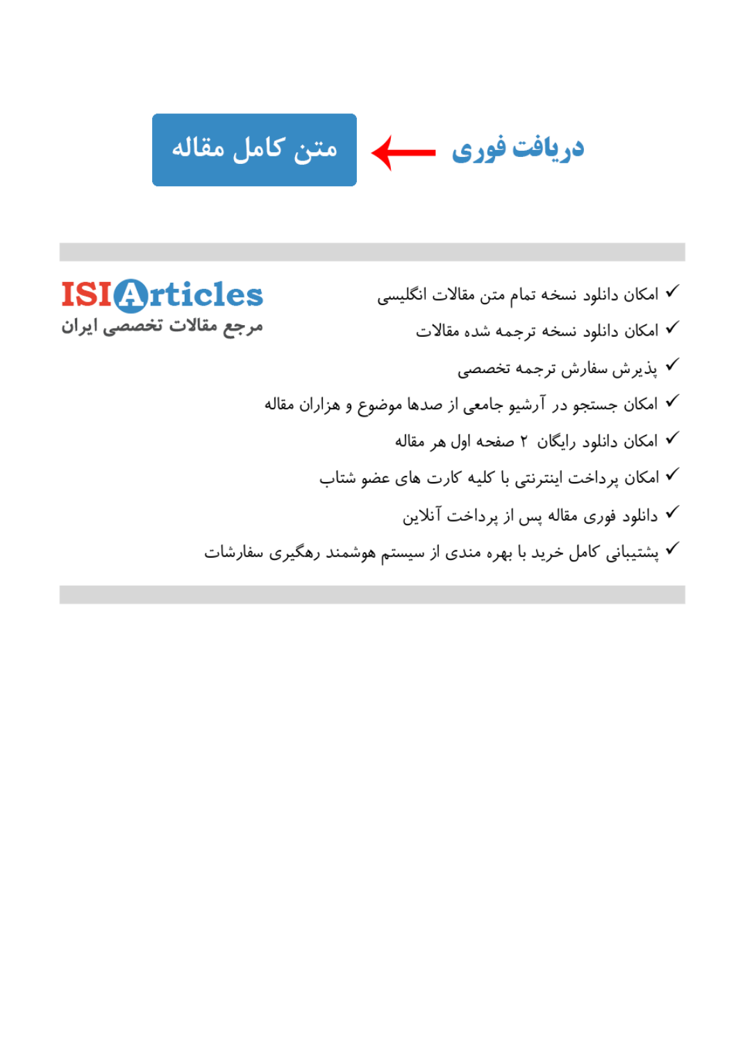دریافت فوری ← متن کامل مقاله

ISIArticles
مرجع مقالات تخصصی ایران

- ✓ امکان دانلود نسخه تمام متن مقالات انگلیسی
- ✓ امکان دانلود نسخه ترجمه شده مقالات
- ✓ پذیرش سفارش ترجمه تخصصی
- ✓ امکان جستجو در آرشیو جامعی از صدها موضوع و هزاران مقاله
- ✓ امکان دانلود رایگان ۲ صفحه اول هر مقاله
- ✓ امکان پرداخت اینترنتی با کلیه کارت های عضو شتاب
- ✓ دانلود فوری مقاله پس از پرداخت آنلاین
- ✓ پشتیبانی کامل خرید با بهره مندی از سیستم هوشمند رهگیری سفارشات